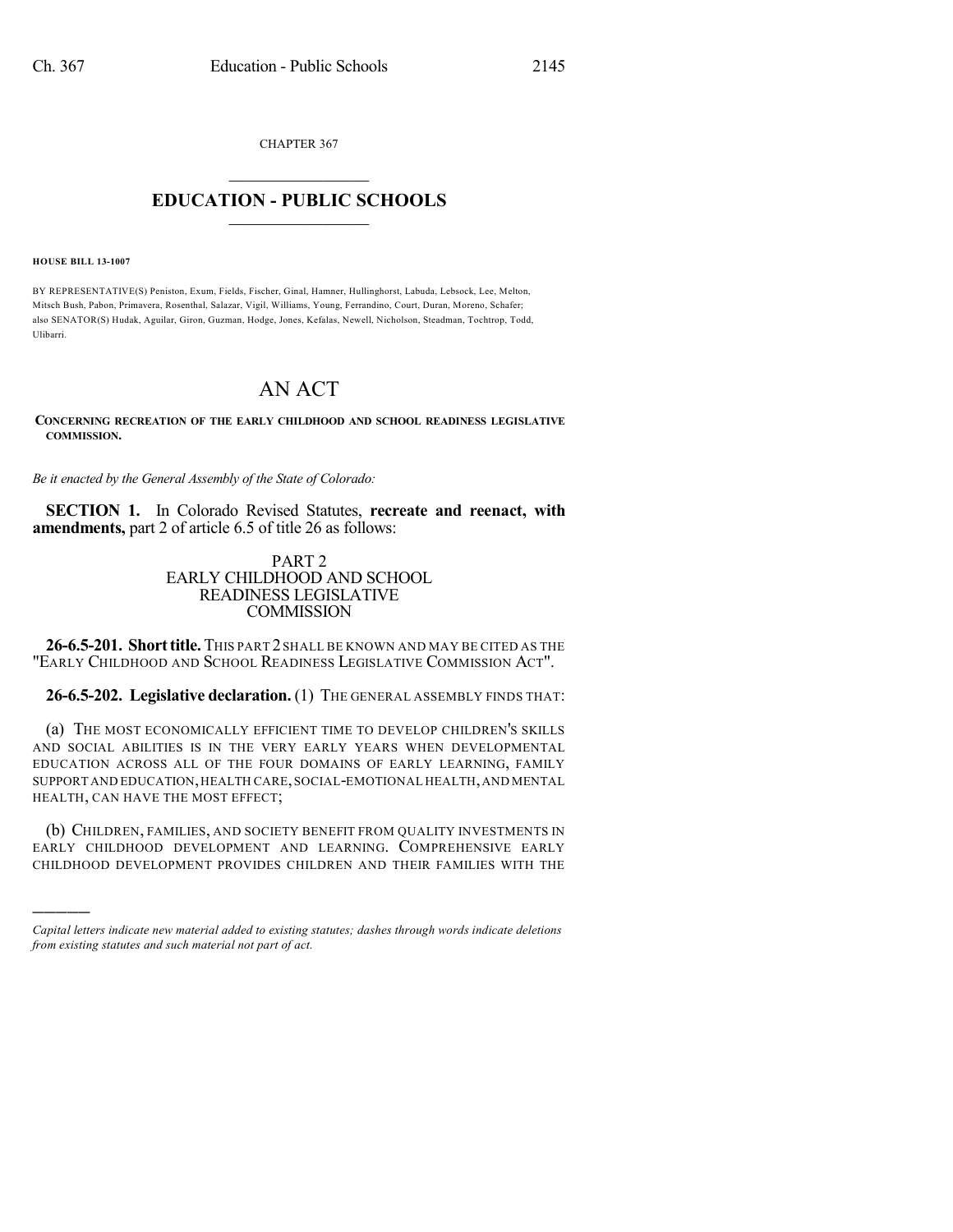CHAPTER 367

# EDUCATION - PUBLIC SCHOOLS

**HOUSE BILL 13-1007**

BY REPRESENTATIVE(S) Peniston, Exum, Fields, Fischer, Ginal, Hamner, Hullinghorst, Labuda, Lebsock, Lee, Melton, Mitsch Bush, Pabon, Primavera, Rosenthal, Salazar, Vigil, Williams, Young, Ferrandino, Court, Duran, Moreno, Schafer; also SENATOR(S) Hudak, Aguilar, Giron, Guzman, Hodge, Jones, Kefalas, Newell, Nicholson, Steadman, Tochtrop, Todd, Ulibarri.

# AN ACT

**CONCERNING RECREATION OF THE EARLY CHILDHOOD AND SCHOOL READINESS LEGISLATIVE COMMISSION.**

*Be it enacted by the General Assembly of the State of Colorado:*

**SECTION 1.** In Colorado Revised Statutes, **recreate and reenact, with amendments,** part 2 of article 6.5 of title 26 as follows:

## PART 2
## EARLY CHILDHOOD AND SCHOOL READINESS LEGISLATIVE COMMISSION

**26-6.5-201. Short title.** THIS PART 2 SHALL BE KNOWN AND MAY BE CITED AS THE "EARLY CHILDHOOD AND SCHOOL READINESS LEGISLATIVE COMMISSION ACT".

**26-6.5-202. Legislative declaration.** (1) THE GENERAL ASSEMBLY FINDS THAT:

(a) THE MOST ECONOMICALLY EFFICIENT TIME TO DEVELOP CHILDREN'S SKILLS AND SOCIAL ABILITIES IS IN THE VERY EARLY YEARS WHEN DEVELOPMENTAL EDUCATION ACROSS ALL OF THE FOUR DOMAINS OF EARLY LEARNING, FAMILY SUPPORT AND EDUCATION, HEALTH CARE, SOCIAL-EMOTIONAL HEALTH, AND MENTAL HEALTH, CAN HAVE THE MOST EFFECT;

(b) CHILDREN, FAMILIES, AND SOCIETY BENEFIT FROM QUALITY INVESTMENTS IN EARLY CHILDHOOD DEVELOPMENT AND LEARNING. COMPREHENSIVE EARLY CHILDHOOD DEVELOPMENT PROVIDES CHILDREN AND THEIR FAMILIES WITH THE

---

*Capital letters indicate new material added to existing statutes; dashes through words indicate deletions from existing statutes and such material not part of act.*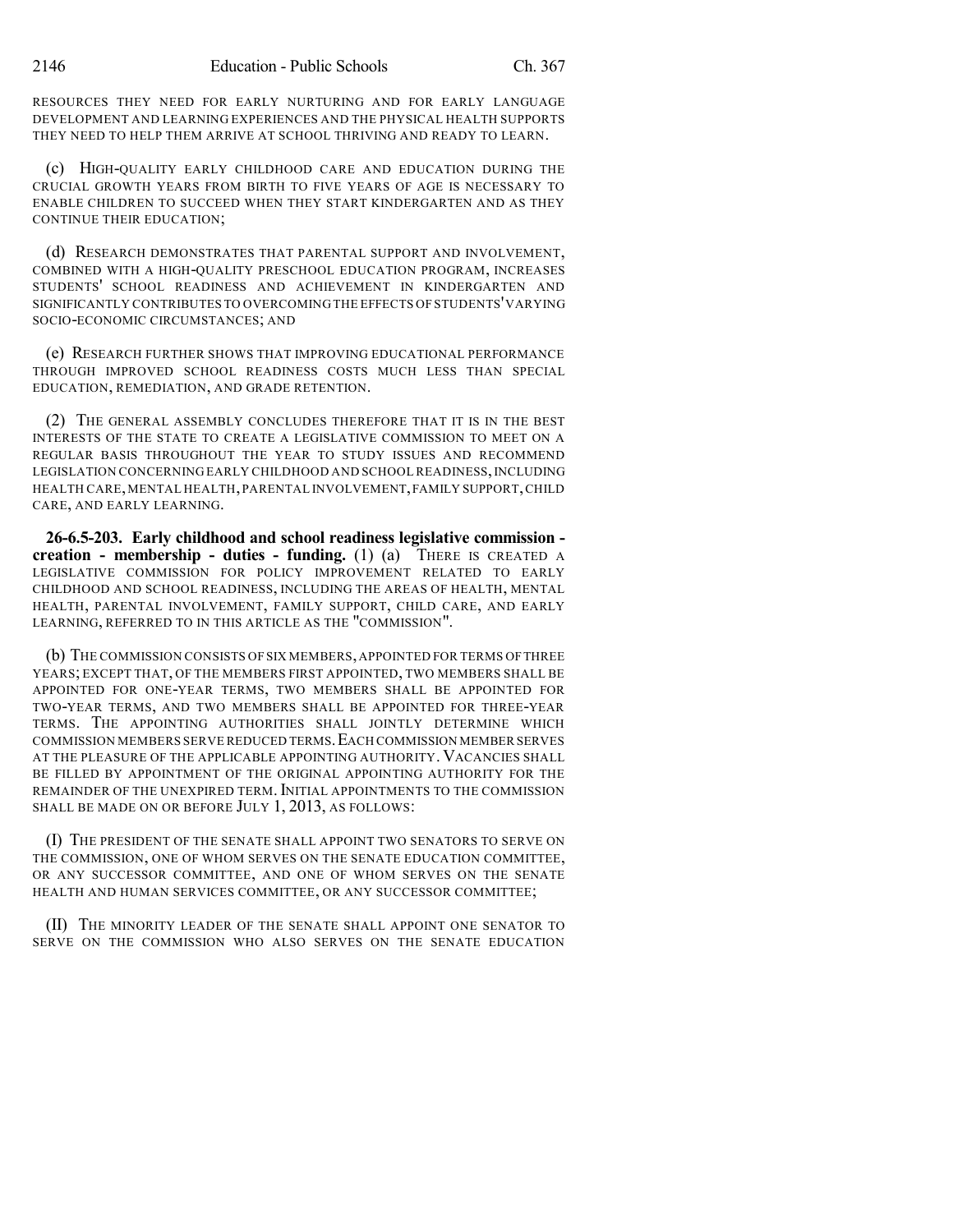RESOURCES THEY NEED FOR EARLY NURTURING AND FOR EARLY LANGUAGE DEVELOPMENT AND LEARNING EXPERIENCES AND THE PHYSICAL HEALTH SUPPORTS THEY NEED TO HELP THEM ARRIVE AT SCHOOL THRIVING AND READY TO LEARN.

(c) HIGH-QUALITY EARLY CHILDHOOD CARE AND EDUCATION DURING THE CRUCIAL GROWTH YEARS FROM BIRTH TO FIVE YEARS OF AGE IS NECESSARY TO ENABLE CHILDREN TO SUCCEED WHEN THEY START KINDERGARTEN AND AS THEY CONTINUE THEIR EDUCATION;

(d) RESEARCH DEMONSTRATES THAT PARENTAL SUPPORT AND INVOLVEMENT, COMBINED WITH A HIGH-QUALITY PRESCHOOL EDUCATION PROGRAM, INCREASES STUDENTS' SCHOOL READINESS AND ACHIEVEMENT IN KINDERGARTEN AND SIGNIFICANTLY CONTRIBUTES TO OVERCOMING THE EFFECTS OF STUDENTS' VARYING SOCIO-ECONOMIC CIRCUMSTANCES; AND

(e) RESEARCH FURTHER SHOWS THAT IMPROVING EDUCATIONAL PERFORMANCE THROUGH IMPROVED SCHOOL READINESS COSTS MUCH LESS THAN SPECIAL EDUCATION, REMEDIATION, AND GRADE RETENTION.

(2) THE GENERAL ASSEMBLY CONCLUDES THEREFORE THAT IT IS IN THE BEST INTERESTS OF THE STATE TO CREATE A LEGISLATIVE COMMISSION TO MEET ON A REGULAR BASIS THROUGHOUT THE YEAR TO STUDY ISSUES AND RECOMMEND LEGISLATION CONCERNING EARLY CHILDHOOD AND SCHOOL READINESS, INCLUDING HEALTH CARE, MENTAL HEALTH, PARENTAL INVOLVEMENT, FAMILY SUPPORT, CHILD CARE, AND EARLY LEARNING.

**26-6.5-203. Early childhood and school readiness legislative commission - creation - membership - duties - funding.** (1) (a) THERE IS CREATED A LEGISLATIVE COMMISSION FOR POLICY IMPROVEMENT RELATED TO EARLY CHILDHOOD AND SCHOOL READINESS, INCLUDING THE AREAS OF HEALTH, MENTAL HEALTH, PARENTAL INVOLVEMENT, FAMILY SUPPORT, CHILD CARE, AND EARLY LEARNING, REFERRED TO IN THIS ARTICLE AS THE "COMMISSION".

(b) THE COMMISSION CONSISTS OF SIX MEMBERS, APPOINTED FOR TERMS OF THREE YEARS; EXCEPT THAT, OF THE MEMBERS FIRST APPOINTED, TWO MEMBERS SHALL BE APPOINTED FOR ONE-YEAR TERMS, TWO MEMBERS SHALL BE APPOINTED FOR TWO-YEAR TERMS, AND TWO MEMBERS SHALL BE APPOINTED FOR THREE-YEAR TERMS. THE APPOINTING AUTHORITIES SHALL JOINTLY DETERMINE WHICH COMMISSION MEMBERS SERVE REDUCED TERMS. EACH COMMISSION MEMBER SERVES AT THE PLEASURE OF THE APPLICABLE APPOINTING AUTHORITY. VACANCIES SHALL BE FILLED BY APPOINTMENT OF THE ORIGINAL APPOINTING AUTHORITY FOR THE REMAINDER OF THE UNEXPIRED TERM. INITIAL APPOINTMENTS TO THE COMMISSION SHALL BE MADE ON OR BEFORE JULY 1, 2013, AS FOLLOWS:

(I) THE PRESIDENT OF THE SENATE SHALL APPOINT TWO SENATORS TO SERVE ON THE COMMISSION, ONE OF WHOM SERVES ON THE SENATE EDUCATION COMMITTEE, OR ANY SUCCESSOR COMMITTEE, AND ONE OF WHOM SERVES ON THE SENATE HEALTH AND HUMAN SERVICES COMMITTEE, OR ANY SUCCESSOR COMMITTEE;

(II) THE MINORITY LEADER OF THE SENATE SHALL APPOINT ONE SENATOR TO SERVE ON THE COMMISSION WHO ALSO SERVES ON THE SENATE EDUCATION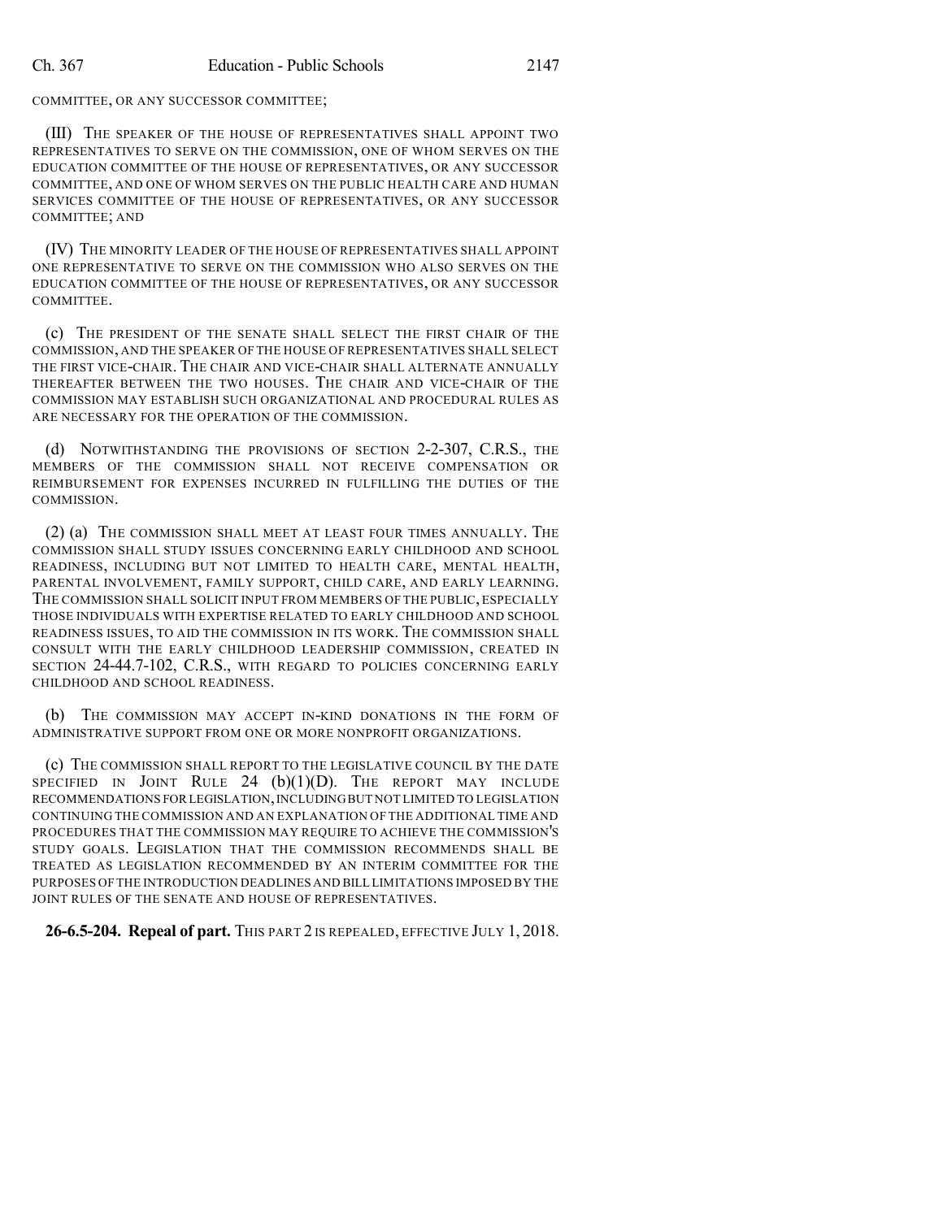COMMITTEE, OR ANY SUCCESSOR COMMITTEE;

(III) THE SPEAKER OF THE HOUSE OF REPRESENTATIVES SHALL APPOINT TWO REPRESENTATIVES TO SERVE ON THE COMMISSION, ONE OF WHOM SERVES ON THE EDUCATION COMMITTEE OF THE HOUSE OF REPRESENTATIVES, OR ANY SUCCESSOR COMMITTEE, AND ONE OF WHOM SERVES ON THE PUBLIC HEALTH CARE AND HUMAN SERVICES COMMITTEE OF THE HOUSE OF REPRESENTATIVES, OR ANY SUCCESSOR COMMITTEE; AND

(IV) THE MINORITY LEADER OF THE HOUSE OF REPRESENTATIVES SHALL APPOINT ONE REPRESENTATIVE TO SERVE ON THE COMMISSION WHO ALSO SERVES ON THE EDUCATION COMMITTEE OF THE HOUSE OF REPRESENTATIVES, OR ANY SUCCESSOR COMMITTEE.

(c) THE PRESIDENT OF THE SENATE SHALL SELECT THE FIRST CHAIR OF THE COMMISSION, AND THE SPEAKER OF THE HOUSE OF REPRESENTATIVES SHALL SELECT THE FIRST VICE-CHAIR. THE CHAIR AND VICE-CHAIR SHALL ALTERNATE ANNUALLY THEREAFTER BETWEEN THE TWO HOUSES. THE CHAIR AND VICE-CHAIR OF THE COMMISSION MAY ESTABLISH SUCH ORGANIZATIONAL AND PROCEDURAL RULES AS ARE NECESSARY FOR THE OPERATION OF THE COMMISSION.

(d) NOTWITHSTANDING THE PROVISIONS OF SECTION 2-2-307, C.R.S., THE MEMBERS OF THE COMMISSION SHALL NOT RECEIVE COMPENSATION OR REIMBURSEMENT FOR EXPENSES INCURRED IN FULFILLING THE DUTIES OF THE COMMISSION.

(2) (a) THE COMMISSION SHALL MEET AT LEAST FOUR TIMES ANNUALLY. THE COMMISSION SHALL STUDY ISSUES CONCERNING EARLY CHILDHOOD AND SCHOOL READINESS, INCLUDING BUT NOT LIMITED TO HEALTH CARE, MENTAL HEALTH, PARENTAL INVOLVEMENT, FAMILY SUPPORT, CHILD CARE, AND EARLY LEARNING. THE COMMISSION SHALL SOLICIT INPUT FROM MEMBERS OF THE PUBLIC, ESPECIALLY THOSE INDIVIDUALS WITH EXPERTISE RELATED TO EARLY CHILDHOOD AND SCHOOL READINESS ISSUES, TO AID THE COMMISSION IN ITS WORK. THE COMMISSION SHALL CONSULT WITH THE EARLY CHILDHOOD LEADERSHIP COMMISSION, CREATED IN SECTION 24-44.7-102, C.R.S., WITH REGARD TO POLICIES CONCERNING EARLY CHILDHOOD AND SCHOOL READINESS.

(b) THE COMMISSION MAY ACCEPT IN-KIND DONATIONS IN THE FORM OF ADMINISTRATIVE SUPPORT FROM ONE OR MORE NONPROFIT ORGANIZATIONS.

(c) THE COMMISSION SHALL REPORT TO THE LEGISLATIVE COUNCIL BY THE DATE SPECIFIED IN JOINT RULE 24 (b)(1)(D). THE REPORT MAY INCLUDE RECOMMENDATIONS FOR LEGISLATION, INCLUDING BUT NOT LIMITED TO LEGISLATION CONTINUING THE COMMISSION AND AN EXPLANATION OF THE ADDITIONAL TIME AND PROCEDURES THAT THE COMMISSION MAY REQUIRE TO ACHIEVE THE COMMISSION'S STUDY GOALS. LEGISLATION THAT THE COMMISSION RECOMMENDS SHALL BE TREATED AS LEGISLATION RECOMMENDED BY AN INTERIM COMMITTEE FOR THE PURPOSES OF THE INTRODUCTION DEADLINES AND BILL LIMITATIONS IMPOSED BY THE JOINT RULES OF THE SENATE AND HOUSE OF REPRESENTATIVES.

**26-6.5-204. Repeal of part.** THIS PART 2 IS REPEALED, EFFECTIVE JULY 1, 2018.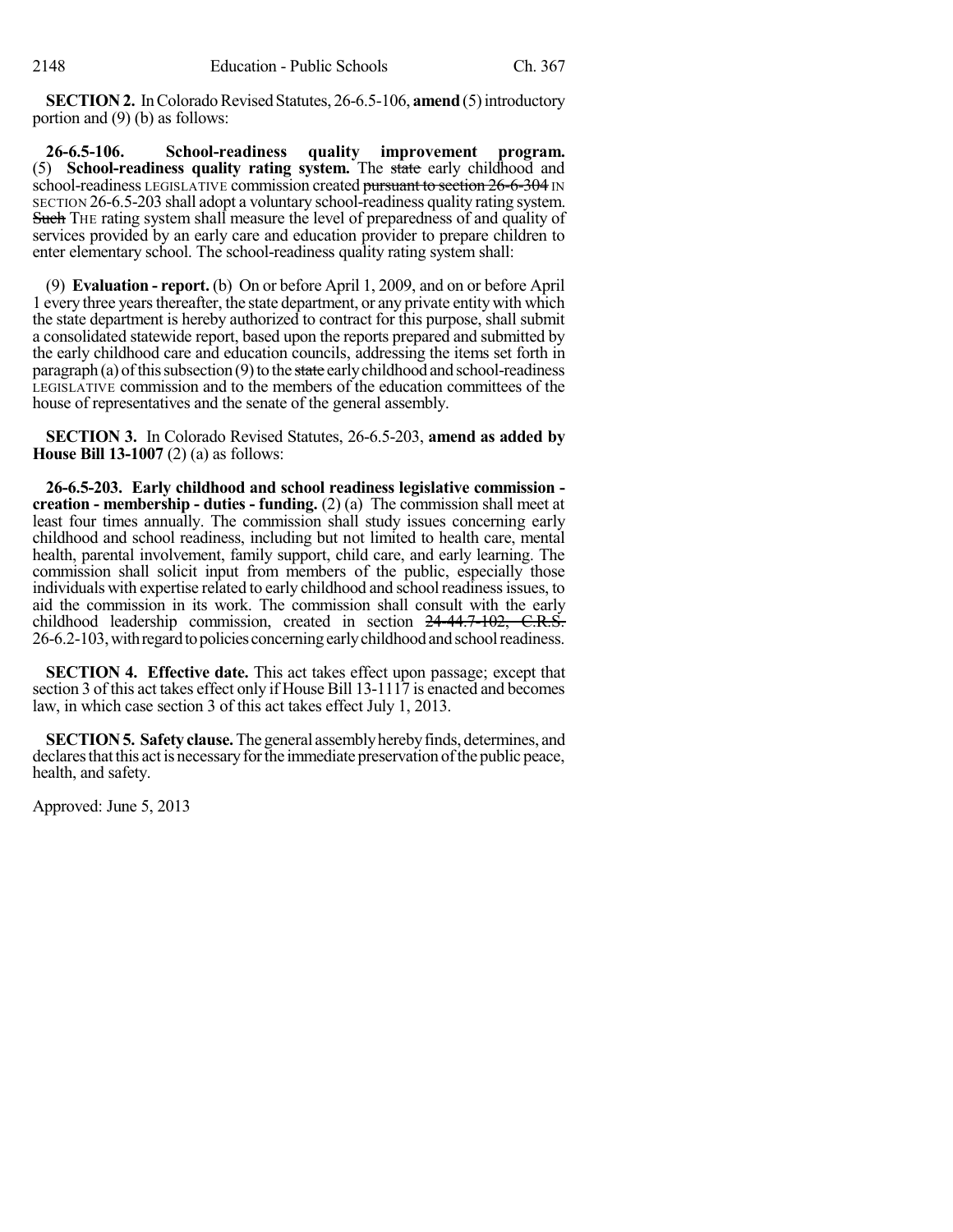**SECTION 2.** In Colorado Revised Statutes, 26-6.5-106, **amend** (5) introductory portion and (9) (b) as follows:

**26-6.5-106. School-readiness quality improvement program.** (5) **School-readiness quality rating system.** The ~~state~~ early childhood and school-readiness LEGISLATIVE commission created ~~pursuant to section 26-6-304~~ IN SECTION 26-6.5-203 shall adopt a voluntary school-readiness quality rating system. ~~Such~~ THE rating system shall measure the level of preparedness of and quality of services provided by an early care and education provider to prepare children to enter elementary school. The school-readiness quality rating system shall:

(9) **Evaluation - report.** (b) On or before April 1, 2009, and on or before April 1 every three years thereafter, the state department, or any private entity with which the state department is hereby authorized to contract for this purpose, shall submit a consolidated statewide report, based upon the reports prepared and submitted by the early childhood care and education councils, addressing the items set forth in paragraph (a) of this subsection (9) to the ~~state~~ early childhood and school-readiness LEGISLATIVE commission and to the members of the education committees of the house of representatives and the senate of the general assembly.

**SECTION 3.** In Colorado Revised Statutes, 26-6.5-203, **amend as added by House Bill 13-1007** (2) (a) as follows:

**26-6.5-203. Early childhood and school readiness legislative commission - creation - membership - duties - funding.** (2) (a) The commission shall meet at least four times annually. The commission shall study issues concerning early childhood and school readiness, including but not limited to health care, mental health, parental involvement, family support, child care, and early learning. The commission shall solicit input from members of the public, especially those individuals with expertise related to early childhood and school readiness issues, to aid the commission in its work. The commission shall consult with the early childhood leadership commission, created in section ~~24-44.7-102, C.R.S.~~ 26-6.2-103, with regard to policies concerning early childhood and school readiness.

**SECTION 4. Effective date.** This act takes effect upon passage; except that section 3 of this act takes effect only if House Bill 13-1117 is enacted and becomes law, in which case section 3 of this act takes effect July 1, 2013.

**SECTION 5. Safety clause.** The general assembly hereby finds, determines, and declares that this act is necessary for the immediate preservation of the public peace, health, and safety.

Approved: June 5, 2013